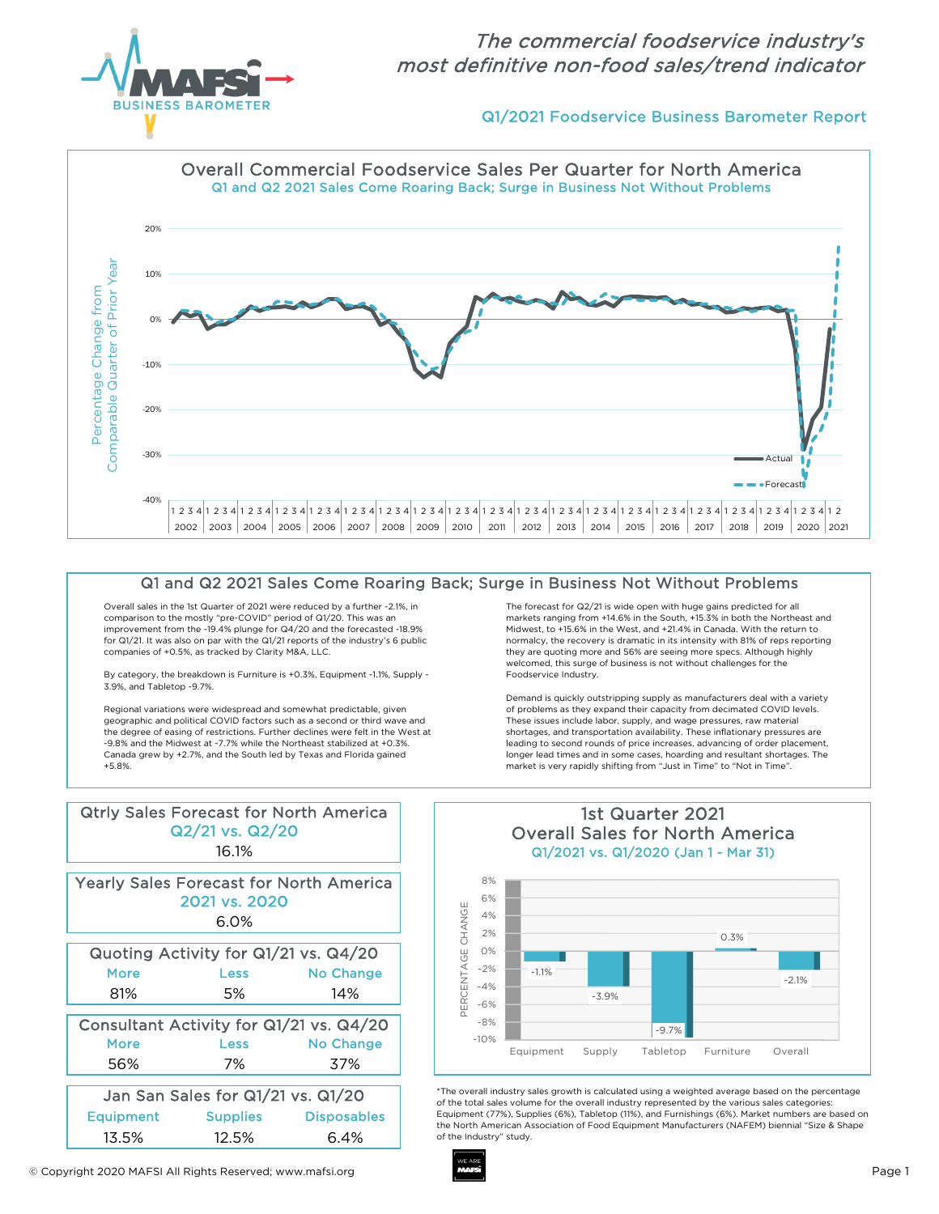*The commercial foodservice industry's most definitive non-food sales/trend indicator*

## Q1/2021 Foodservice Business Barometer Report

### Overall Commercial Foodservice Sales Per Quarter for North America

Q1 and Q2 2021 Sales Come Roaring Back; Surge in Business Not Without Problems

## Q1 and Q2 2021 Sales Come Roaring Back; Surge in Business Not Without Problems

Overall sales in the 1st Quarter of 2021 were reduced by a further -2.1%, in comparison to the mostly "pre-COVID" period of Q1/20. This was an improvement from the -19.4% plunge for Q4/20 and the forecasted -18.9% for Q1/21. It was also on par with the Q1/21 reports of the industry's 6 public companies of +0.5%, as tracked by Clarity M&A, LLC.

By category, the breakdown is Furniture is +0.3%, Equipment -1.1%, Supply -3.9%, and Tabletop -9.7%.

Regional variations were widespread and somewhat predictable, given geographic and political COVID factors such as a second or third wave and the degree of easing of restrictions. Further declines were felt in the West at -9.8% and the Midwest at -7.7% while the Northeast stabilized at +0.3%. Canada grew by +2.7%, and the South led by Texas and Florida gained +5.8%.

The forecast for Q2/21 is wide open with huge gains predicted for all markets ranging from +14.6% in the South, +15.3% in both the Northeast and Midwest, to +15.6% in the West, and +21.4% in Canada. With the return to normalcy, the recovery is dramatic in its intensity with 81% of reps reporting they are quoting more and 56% are seeing more specs. Although highly welcomed, this surge of business is not without challenges for the Foodservice Industry.

Demand is quickly outstripping supply as manufacturers deal with a variety of problems as they expand their capacity from decimated COVID levels. These issues include labor, supply, and wage pressures, raw material shortages, and transportation availability. These inflationary pressures are leading to second rounds of price increases, advancing of order placement, longer lead times and in some cases, hoarding and resultant shortages. The market is very rapidly shifting from "Just in Time" to "Not in Time".

### Qtrly Sales Forecast for North America
**Q2/21 vs. Q2/20**

16.1%

### Yearly Sales Forecast for North America
**2021 vs. 2020**

6.0%

### Quoting Activity for Q1/21 vs. Q4/20

| More | Less | No Change |
|---|---|---|
| 81% | 5% | 14% |

### Consultant Activity for Q1/21 vs. Q4/20

| More | Less | No Change |
|---|---|---|
| 56% | 7% | 37% |

### Jan San Sales for Q1/21 vs. Q1/20

| Equipment | Supplies | Disposables |
|---|---|---|
| 13.5% | 12.5% | 6.4% |

### 1st Quarter 2021 Overall Sales for North America
**Q1/2021 vs. Q1/2020 (Jan 1 - Mar 31)**

| Equipment | Supply | Tabletop | Furniture | Overall |
|---|---|---|---|---|
| -1.1% | -3.9% | -9.7% | 0.3% | -2.1% |

*The overall industry sales growth is calculated using a weighted average based on the percentage of the total sales volume for the overall industry represented by the various sales categories: Equipment (77%), Supplies (6%), Tabletop (11%), and Furnishings (6%). Market numbers are based on the North American Association of Food Equipment Manufacturers (NAFEM) biennial "Size & Shape of the Industry" study.

© Copyright 2020 MAFSI All Rights Reserved; www.mafsi.org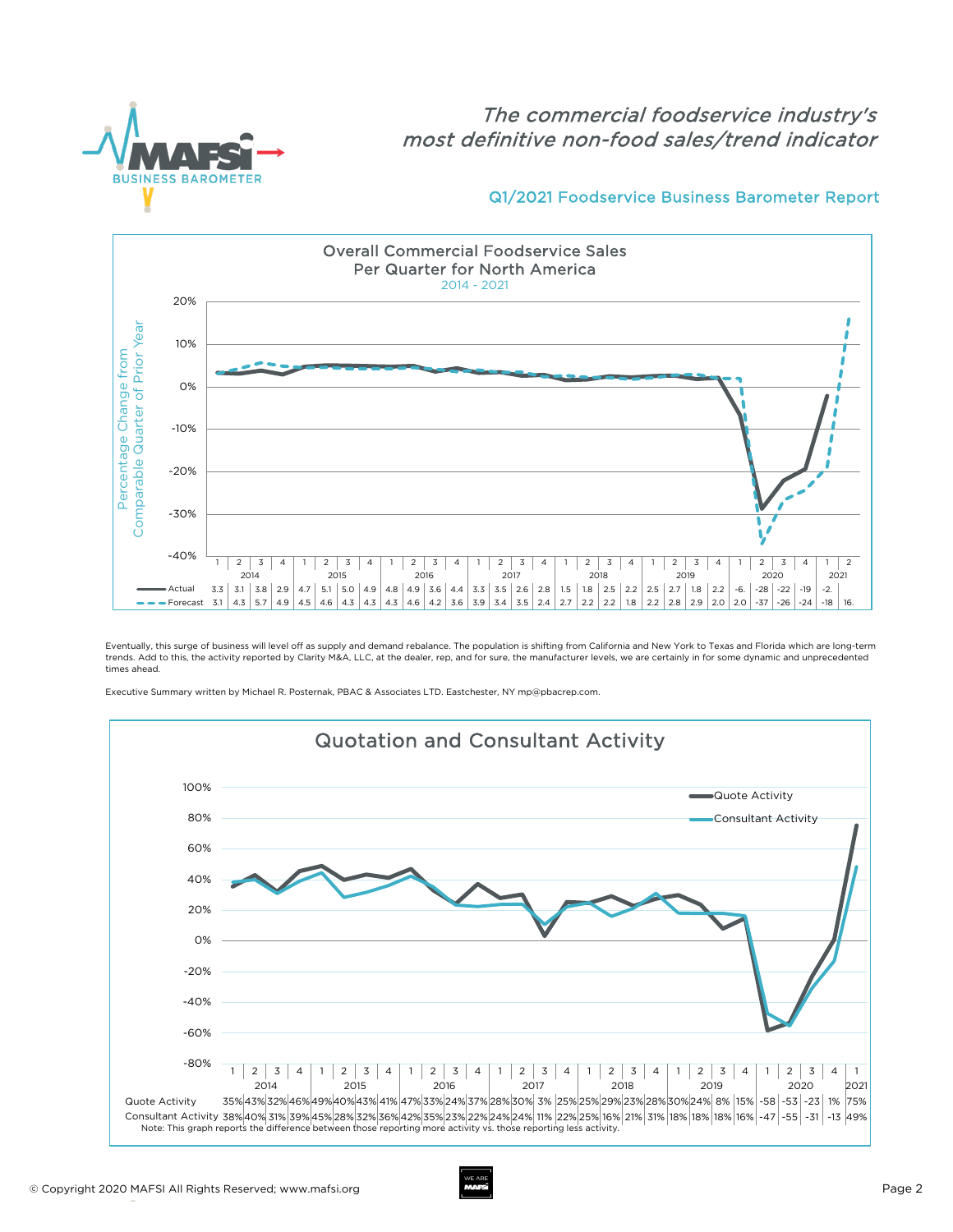*The commercial foodservice industry's most definitive non-food sales/trend indicator*

## Q1/2021 Foodservice Business Barometer Report

### Overall Commercial Foodservice Sales Per Quarter for North America

2014 - 2021

Percentage Change from Comparable Quarter of Prior Year

| Year | Quarter | Actual | Forecast |
|---|---|---|---|
| 2014 | 1 | 3.3 | 3.1 |
| | 2 | 3.1 | 4.3 |
| | 3 | 3.8 | 5.7 |
| | 4 | 2.9 | 4.9 |
| 2015 | 1 | 4.7 | 4.5 |
| | 2 | 5.1 | 4.6 |
| | 3 | 5.0 | 4.3 |
| | 4 | 4.9 | 4.3 |
| 2016 | 1 | 4.8 | 4.3 |
| | 2 | 4.9 | 4.6 |
| | 3 | 3.6 | 4.2 |
| | 4 | 4.4 | 3.6 |
| 2017 | 1 | 3.3 | 3.9 |
| | 2 | 3.5 | 3.4 |
| | 3 | 2.6 | 3.5 |
| | 4 | 2.8 | 2.4 |
| 2018 | 1 | 1.5 | 2.7 |
| | 2 | 1.8 | 2.2 |
| | 3 | 2.5 | 2.2 |
| | 4 | 2.2 | 1.8 |
| 2019 | 1 | 2.5 | 2.2 |
| | 2 | 2.7 | 2.8 |
| | 3 | 1.8 | 2.9 |
| | 4 | 2.2 | 2.0 |
| 2020 | 1 | -6. | 2.0 |
| | 2 | -28 | -37 |
| | 3 | -22 | -26 |
| | 4 | -19 | -24 |
| 2021 | 1 | -2. | -18 |
| | 2 | | 16. |

Eventually, this surge of business will level off as supply and demand rebalance. The population is shifting from California and New York to Texas and Florida which are long-term trends. Add to this, the activity reported by Clarity M&A, LLC, at the dealer, rep, and for sure, the manufacturer levels, we are certainly in for some dynamic and unprecedented times ahead.

Executive Summary written by Michael R. Posternak, PBAC & Associates LTD. Eastchester, NY mp@pbacrep.com.

### Quotation and Consultant Activity

| Year | Quarter | Quote Activity | Consultant Activity |
|---|---|---|---|
| 2014 | 1 | 35% | 38% |
| | 2 | 43% | 40% |
| | 3 | 32% | 31% |
| | 4 | 46% | 39% |
| 2015 | 1 | 49% | 45% |
| | 2 | 40% | 28% |
| | 3 | 43% | 32% |
| | 4 | 41% | 36% |
| 2016 | 1 | 47% | 42% |
| | 2 | 33% | 35% |
| | 3 | 24% | 23% |
| | 4 | 37% | 22% |
| 2017 | 1 | 28% | 24% |
| | 2 | 30% | 24% |
| | 3 | 3% | 11% |
| | 4 | 25% | 22% |
| 2018 | 1 | 25% | 25% |
| | 2 | 29% | 16% |
| | 3 | 23% | 21% |
| | 4 | 28% | 31% |
| 2019 | 1 | 30% | 18% |
| | 2 | 24% | 18% |
| | 3 | 8% | 18% |
| | 4 | 15% | 16% |
| 2020 | 1 | -58 | -47 |
| | 2 | -53 | -55 |
| | 3 | -23 | -31 |
| | 4 | 1% | -13 |
| 2021 | 1 | 75% | 49% |

Note: This graph reports the difference between those reporting more activity vs. those reporting less activity.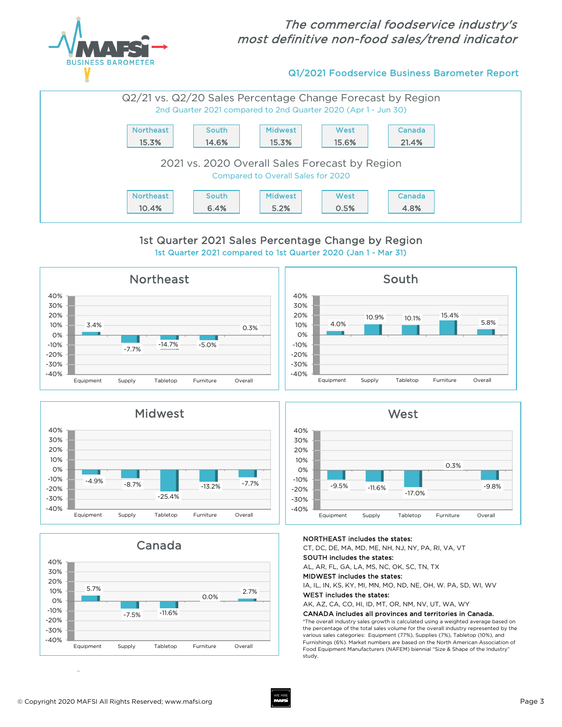*The commercial foodservice industry's most definitive non-food sales/trend indicator*

**Q1/2021 Foodservice Business Barometer Report**

## Q2/21 vs. Q2/20 Sales Percentage Change Forecast by Region

2nd Quarter 2021 compared to 2nd Quarter 2020 (Apr 1 - Jun 30)

| Northeast | South | Midwest | West | Canada |
|---|---|---|---|---|
| 15.3% | 14.6% | 15.3% | 15.6% | 21.4% |

## 2021 vs. 2020 Overall Sales Forecast by Region

Compared to Overall Sales for 2020

| Northeast | South | Midwest | West | Canada |
|---|---|---|---|---|
| 10.4% | 6.4% | 5.2% | 0.5% | 4.8% |

## 1st Quarter 2021 Sales Percentage Change by Region

1st Quarter 2021 compared to 1st Quarter 2020 (Jan 1 - Mar 31)

| Region | Equipment | Supply | Tabletop | Furniture | Overall |
|---|---|---|---|---|---|
| Northeast | 3.4% | -7.7% | -14.7% | -5.0% | 0.3% |
| South | 4.0% | 10.9% | 10.1% | 15.4% | 5.8% |
| Midwest | -4.9% | -8.7% | -25.4% | -13.2% | -7.7% |
| West | -9.5% | -11.6% | -17.0% | 0.3% | -9.8% |
| Canada | 5.7% | -7.5% | -11.6% | 0.0% | 2.7% |

**NORTHEAST includes the states:**
CT, DC, DE, MA, MD, ME, NH, NJ, NY, PA, RI, VA, VT

**SOUTH includes the states:**
AL, AR, FL, GA, LA, MS, NC, OK, SC, TN, TX

**MIDWEST includes the states:**
IA, IL, IN, KS, KY, MI, MN, MO, ND, NE, OH, W. PA, SD, WI, WV

**WEST includes the states:**
AK, AZ, CA, CO, HI, ID, MT, OR, NM, NV, UT, WA, WY

**CANADA includes all provinces and territories in Canada.**

*The overall industry sales growth is calculated using a weighted average based on the percentage of the total sales volume for the overall industry represented by the various sales categories: Equipment (77%), Supplies (7%), Tabletop (10%), and Furnishings (6%). Market numbers are based on the North American Association of Food Equipment Manufacturers (NAFEM) biennial "Size & Shape of the Industry" study.

© Copyright 2020 MAFSI All Rights Reserved; www.mafsi.org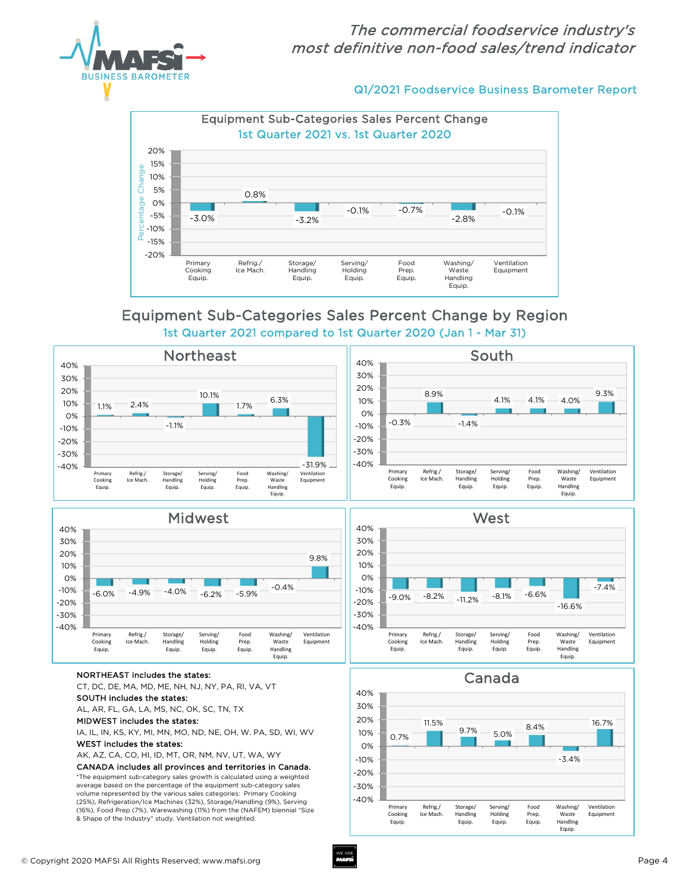# Q1/2021 Foodservice Business Barometer Report

## Equipment Sub-Categories Sales Percent Change

### 1st Quarter 2021 vs. 1st Quarter 2020

| Category | Percentage Change |
|---|---|
| Primary Cooking Equip. | -3.0% |
| Refrig./ Ice Mach. | 0.8% |
| Storage/ Handling Equip. | -3.2% |
| Serving/ Holding Equip. | -0.1% |
| Food Prep. Equip. | -0.7% |
| Washing/ Waste Handling Equip. | -2.8% |
| Ventilation Equipment | -0.1% |

## Equipment Sub-Categories Sales Percent Change by Region

### 1st Quarter 2021 compared to 1st Quarter 2020 (Jan 1 - Mar 31)

| Category | Northeast | South | Midwest | West | Canada |
|---|---|---|---|---|---|
| Primary Cooking Equip. | 1.1% | -0.3% | -6.0% | -9.0% | 0.7% |
| Refrig./ Ice Mach. | 2.4% | 8.9% | -4.9% | -8.2% | 11.5% |
| Storage/ Handling Equip. | -1.1% | -1.4% | -4.0% | -11.2% | 9.7% |
| Serving/ Holding Equip. | 10.1% | 4.1% | -6.2% | -8.1% | 5.0% |
| Food Prep. Equip. | 1.7% | 4.1% | -5.9% | -6.6% | 8.4% |
| Washing/ Waste Handling Equip. | 6.3% | 4.0% | -0.4% | -16.6% | -3.4% |
| Ventilation Equipment | -31.9% | 9.3% | 9.8% | -7.4% | 16.7% |

**NORTHEAST includes the states:**
CT, DC, DE, MA, MD, ME, NH, NJ, NY, PA, RI, VA, VT

**SOUTH includes the states:**
AL, AR, FL, GA, LA, MS, NC, OK, SC, TN, TX

**MIDWEST includes the states:**
IA, IL, IN, KS, KY, MI, MN, MO, ND, NE, OH, W. PA, SD, WI, WV

**WEST includes the states:**
AK, AZ, CA, CO, HI, ID, MT, OR, NM, NV, UT, WA, WY

**CANADA includes all provinces and territories in Canada.**

*The equipment sub-category sales growth is calculated using a weighted average based on the percentage of the equipment sub-category sales volume represented by the various sales categories: Primary Cooking (25%), Refrigeration/Ice Machines (32%), Storage/Handling (9%), Serving (16%), Food Prep (7%), Warewashing (11%) from the (NAFEM) biennial "Size & Shape of the Industry" study. Ventilation not weighted.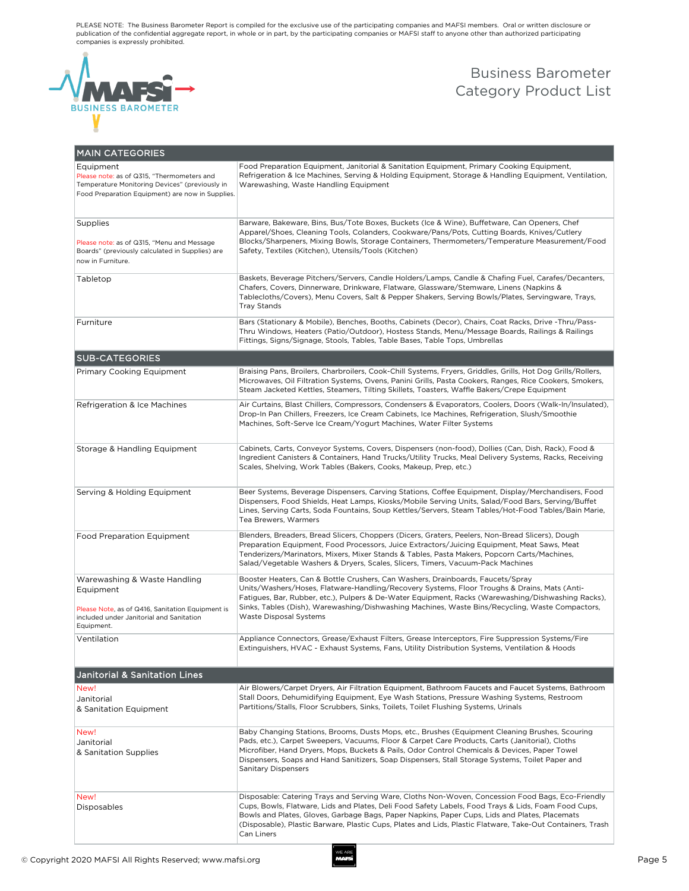PLEASE NOTE: The Business Barometer Report is compiled for the exclusive use of the participating companies and MAFSI members. Oral or written disclosure or publication of the confidential aggregate report, in whole or in part, by the participating companies or MAFSI staff to anyone other than authorized participating companies is expressly prohibited.

MAFSI BUSINESS BAROMETER

# Business Barometer Category Product List

| MAIN CATEGORIES | |
|---|---|
| Equipment<br>Please note: as of Q315, "Thermometers and Temperature Monitoring Devices" (previously in Food Preparation Equipment) are now in Supplies. | Food Preparation Equipment, Janitorial & Sanitation Equipment, Primary Cooking Equipment, Refrigeration & Ice Machines, Serving & Holding Equipment, Storage & Handling Equipment, Ventilation, Warewashing, Waste Handling Equipment |
| Supplies<br>Please note: as of Q315, "Menu and Message Boards" (previously calculated in Supplies) are now in Furniture. | Barware, Bakeware, Bins, Bus/Tote Boxes, Buckets (Ice & Wine), Buffetware, Can Openers, Chef Apparel/Shoes, Cleaning Tools, Colanders, Cookware/Pans/Pots, Cutting Boards, Knives/Cutlery Blocks/Sharpeners, Mixing Bowls, Storage Containers, Thermometers/Temperature Measurement/Food Safety, Textiles (Kitchen), Utensils/Tools (Kitchen) |
| Tabletop | Baskets, Beverage Pitchers/Servers, Candle Holders/Lamps, Candle & Chafing Fuel, Carafes/Decanters, Chafers, Covers, Dinnerware, Drinkware, Flatware, Glassware/Stemware, Linens (Napkins & Tablecloths/Covers), Menu Covers, Salt & Pepper Shakers, Serving Bowls/Plates, Servingware, Trays, Tray Stands |
| Furniture | Bars (Stationary & Mobile), Benches, Booths, Cabinets (Decor), Chairs, Coat Racks, Drive -Thru/Pass-Thru Windows, Heaters (Patio/Outdoor), Hostess Stands, Menu/Message Boards, Railings & Railings Fittings, Signs/Signage, Stools, Tables, Table Bases, Table Tops, Umbrellas |
| **SUB-CATEGORIES** | |
| Primary Cooking Equipment | Braising Pans, Broilers, Charbroilers, Cook-Chill Systems, Fryers, Griddles, Grills, Hot Dog Grills/Rollers, Microwaves, Oil Filtration Systems, Ovens, Panini Grills, Pasta Cookers, Ranges, Rice Cookers, Smokers, Steam Jacketed Kettles, Steamers, Tilting Skillets, Toasters, Waffle Bakers/Crepe Equipment |
| Refrigeration & Ice Machines | Air Curtains, Blast Chillers, Compressors, Condensers & Evaporators, Coolers, Doors (Walk-In/Insulated), Drop-In Pan Chillers, Freezers, Ice Cream Cabinets, Ice Machines, Refrigeration, Slush/Smoothie Machines, Soft-Serve Ice Cream/Yogurt Machines, Water Filter Systems |
| Storage & Handling Equipment | Cabinets, Carts, Conveyor Systems, Covers, Dispensers (non-food), Dollies (Can, Dish, Rack), Food & Ingredient Canisters & Containers, Hand Trucks/Utility Trucks, Meal Delivery Systems, Racks, Receiving Scales, Shelving, Work Tables (Bakers, Cooks, Makeup, Prep, etc.) |
| Serving & Holding Equipment | Beer Systems, Beverage Dispensers, Carving Stations, Coffee Equipment, Display/Merchandisers, Food Dispensers, Food Shields, Heat Lamps, Kiosks/Mobile Serving Units, Salad/Food Bars, Serving/Buffet Lines, Serving Carts, Soda Fountains, Soup Kettles/Servers, Steam Tables/Hot-Food Tables/Bain Marie, Tea Brewers, Warmers |
| Food Preparation Equipment | Blenders, Breaders, Bread Slicers, Choppers (Dicers, Graters, Peelers, Non-Bread Slicers), Dough Preparation Equipment, Food Processors, Juice Extractors/Juicing Equipment, Meat Saws, Meat Tenderizers/Marinators, Mixers, Mixer Stands & Tables, Pasta Makers, Popcorn Carts/Machines, Salad/Vegetable Washers & Dryers, Scales, Slicers, Timers, Vacuum-Pack Machines |
| Warewashing & Waste Handling Equipment<br>Please Note, as of Q416, Sanitation Equipment is included under Janitorial and Sanitation Equipment. | Booster Heaters, Can & Bottle Crushers, Can Washers, Drainboards, Faucets/Spray Units/Washers/Hoses, Flatware-Handling/Recovery Systems, Floor Troughs & Drains, Mats (Anti-Fatigues, Bar, Rubber, etc.), Pulpers & De-Water Equipment, Racks (Warewashing/Dishwashing Racks), Sinks, Tables (Dish), Warewashing/Dishwashing Machines, Waste Bins/Recycling, Waste Compactors, Waste Disposal Systems |
| Ventilation | Appliance Connectors, Grease/Exhaust Filters, Grease Interceptors, Fire Suppression Systems/Fire Extinguishers, HVAC - Exhaust Systems, Fans, Utility Distribution Systems, Ventilation & Hoods |
| **Janitorial & Sanitation Lines** | |
| New!<br>Janitorial & Sanitation Equipment | Air Blowers/Carpet Dryers, Air Filtration Equipment, Bathroom Faucets and Faucet Systems, Bathroom Stall Doors, Dehumidifying Equipment, Eye Wash Stations, Pressure Washing Systems, Restroom Partitions/Stalls, Floor Scrubbers, Sinks, Toilets, Toilet Flushing Systems, Urinals |
| New!<br>Janitorial & Sanitation Supplies | Baby Changing Stations, Brooms, Dusts Mops, etc., Brushes (Equipment Cleaning Brushes, Scouring Pads, etc.), Carpet Sweepers, Vacuums, Floor & Carpet Care Products, Carts (Janitorial), Cloths Microfiber, Hand Dryers, Mops, Buckets & Pails, Odor Control Chemicals & Devices, Paper Towel Dispensers, Soaps and Hand Sanitizers, Soap Dispensers, Stall Storage Systems, Toilet Paper and Sanitary Dispensers |
| New!<br>Disposables | Disposable: Catering Trays and Serving Ware, Cloths Non-Woven, Concession Food Bags, Eco-Friendly Cups, Bowls, Flatware, Lids and Plates, Deli Food Safety Labels, Food Trays & Lids, Foam Food Cups, Bowls and Plates, Gloves, Garbage Bags, Paper Napkins, Paper Cups, Lids and Plates, Paper Placemats (Disposable), Plastic Barware, Plastic Cups, Plates and Lids, Plastic Flatware, Take-Out Containers, Trash Can Liners |

© Copyright 2020 MAFSI All Rights Reserved; www.mafsi.org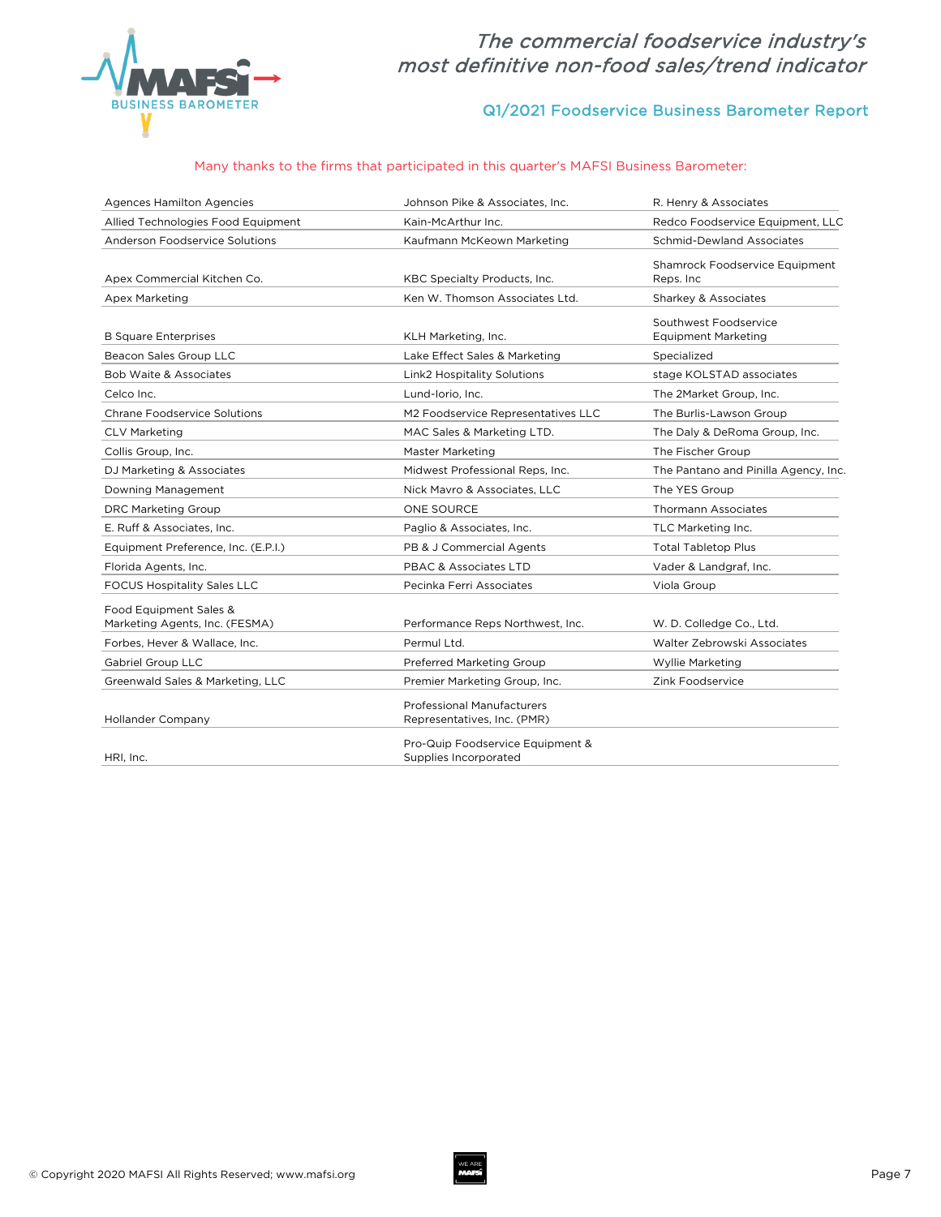*The commercial foodservice industry's most definitive non-food sales/trend indicator*

## Q1/2021 Foodservice Business Barometer Report

Many thanks to the firms that participated in this quarter's MAFSI Business Barometer:

| | | |
|---|---|---|
| Agences Hamilton Agencies | Johnson Pike & Associates, Inc. | R. Henry & Associates |
| Allied Technologies Food Equipment | Kain-McArthur Inc. | Redco Foodservice Equipment, LLC |
| Anderson Foodservice Solutions | Kaufmann McKeown Marketing | Schmid-Dewland Associates |
| Apex Commercial Kitchen Co. | KBC Specialty Products, Inc. | Shamrock Foodservice Equipment Reps. Inc |
| Apex Marketing | Ken W. Thomson Associates Ltd. | Sharkey & Associates |
| B Square Enterprises | KLH Marketing, Inc. | Southwest Foodservice Equipment Marketing |
| Beacon Sales Group LLC | Lake Effect Sales & Marketing | Specialized |
| Bob Waite & Associates | Link2 Hospitality Solutions | stage KOLSTAD associates |
| Celco Inc. | Lund-Iorio, Inc. | The 2Market Group, Inc. |
| Chrane Foodservice Solutions | M2 Foodservice Representatives LLC | The Burlis-Lawson Group |
| CLV Marketing | MAC Sales & Marketing LTD. | The Daly & DeRoma Group, Inc. |
| Collis Group, Inc. | Master Marketing | The Fischer Group |
| DJ Marketing & Associates | Midwest Professional Reps, Inc. | The Pantano and Pinilla Agency, Inc. |
| Downing Management | Nick Mavro & Associates, LLC | The YES Group |
| DRC Marketing Group | ONE SOURCE | Thormann Associates |
| E. Ruff & Associates, Inc. | Paglio & Associates, Inc. | TLC Marketing Inc. |
| Equipment Preference, Inc. (E.P.I.) | PB & J Commercial Agents | Total Tabletop Plus |
| Florida Agents, Inc. | PBAC & Associates LTD | Vader & Landgraf, Inc. |
| FOCUS Hospitality Sales LLC | Pecinka Ferri Associates | Viola Group |
| Food Equipment Sales & Marketing Agents, Inc. (FESMA) | Performance Reps Northwest, Inc. | W. D. Colledge Co., Ltd. |
| Forbes, Hever & Wallace, Inc. | Permul Ltd. | Walter Zebrowski Associates |
| Gabriel Group LLC | Preferred Marketing Group | Wyllie Marketing |
| Greenwald Sales & Marketing, LLC | Premier Marketing Group, Inc. | Zink Foodservice |
| Hollander Company | Professional Manufacturers Representatives, Inc. (PMR) | |
| HRI, Inc. | Pro-Quip Foodservice Equipment & Supplies Incorporated | |

© Copyright 2020 MAFSI All Rights Reserved; www.mafsi.org